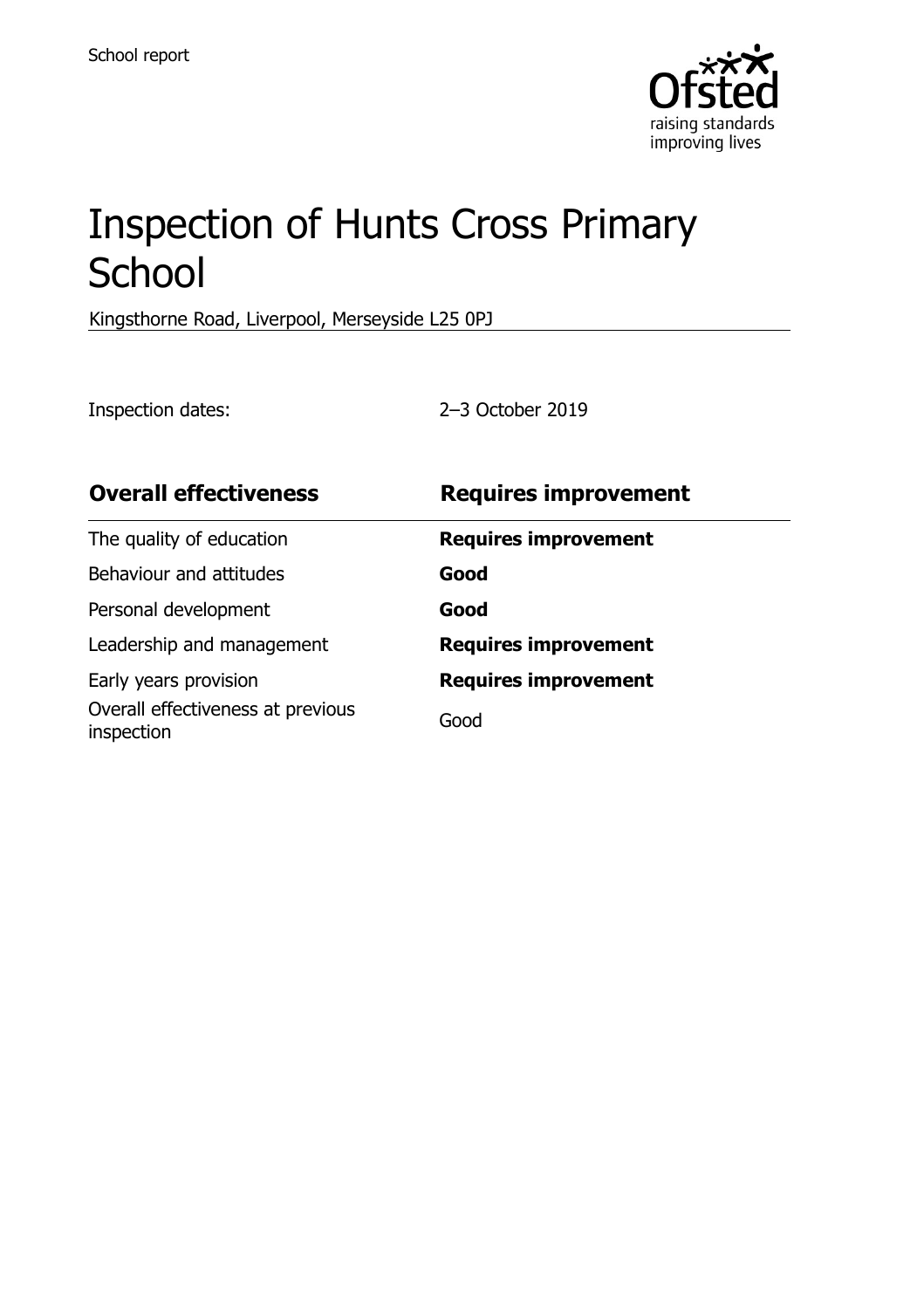School report

# Inspection of Hunts Cross Primary School

Kingsthorne Road, Liverpool, Merseyside L25 0PJ

Inspection dates: 2–3 October 2019

| **Overall effectiveness** | **Requires improvement** |
| --- | --- |
| The quality of education | **Requires improvement** |
| Behaviour and attitudes | **Good** |
| Personal development | **Good** |
| Leadership and management | **Requires improvement** |
| Early years provision | **Requires improvement** |
| Overall effectiveness at previous inspection | Good |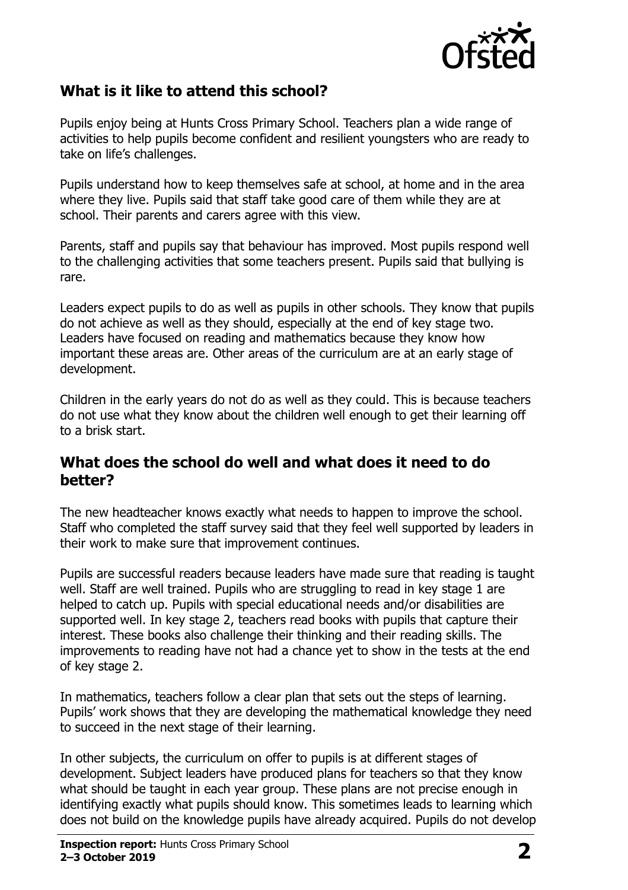## What is it like to attend this school?

Pupils enjoy being at Hunts Cross Primary School. Teachers plan a wide range of activities to help pupils become confident and resilient youngsters who are ready to take on life's challenges.

Pupils understand how to keep themselves safe at school, at home and in the area where they live. Pupils said that staff take good care of them while they are at school. Their parents and carers agree with this view.

Parents, staff and pupils say that behaviour has improved. Most pupils respond well to the challenging activities that some teachers present. Pupils said that bullying is rare.

Leaders expect pupils to do as well as pupils in other schools. They know that pupils do not achieve as well as they should, especially at the end of key stage two. Leaders have focused on reading and mathematics because they know how important these areas are. Other areas of the curriculum are at an early stage of development.

Children in the early years do not do as well as they could. This is because teachers do not use what they know about the children well enough to get their learning off to a brisk start.

## What does the school do well and what does it need to do better?

The new headteacher knows exactly what needs to happen to improve the school. Staff who completed the staff survey said that they feel well supported by leaders in their work to make sure that improvement continues.

Pupils are successful readers because leaders have made sure that reading is taught well. Staff are well trained. Pupils who are struggling to read in key stage 1 are helped to catch up. Pupils with special educational needs and/or disabilities are supported well. In key stage 2, teachers read books with pupils that capture their interest. These books also challenge their thinking and their reading skills. The improvements to reading have not had a chance yet to show in the tests at the end of key stage 2.

In mathematics, teachers follow a clear plan that sets out the steps of learning. Pupils' work shows that they are developing the mathematical knowledge they need to succeed in the next stage of their learning.

In other subjects, the curriculum on offer to pupils is at different stages of development. Subject leaders have produced plans for teachers so that they know what should be taught in each year group. These plans are not precise enough in identifying exactly what pupils should know. This sometimes leads to learning which does not build on the knowledge pupils have already acquired. Pupils do not develop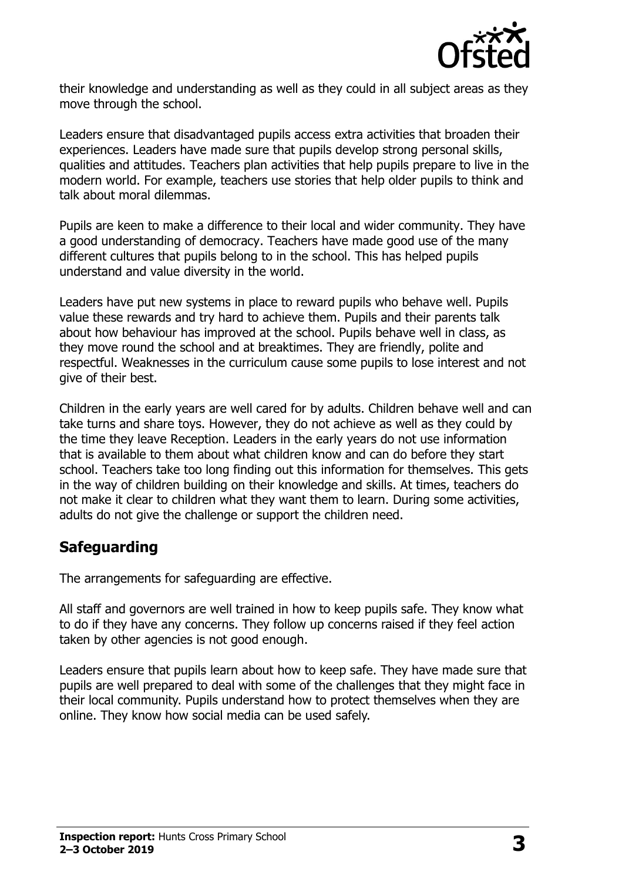their knowledge and understanding as well as they could in all subject areas as they move through the school.

Leaders ensure that disadvantaged pupils access extra activities that broaden their experiences. Leaders have made sure that pupils develop strong personal skills, qualities and attitudes. Teachers plan activities that help pupils prepare to live in the modern world. For example, teachers use stories that help older pupils to think and talk about moral dilemmas.

Pupils are keen to make a difference to their local and wider community. They have a good understanding of democracy. Teachers have made good use of the many different cultures that pupils belong to in the school. This has helped pupils understand and value diversity in the world.

Leaders have put new systems in place to reward pupils who behave well. Pupils value these rewards and try hard to achieve them. Pupils and their parents talk about how behaviour has improved at the school. Pupils behave well in class, as they move round the school and at breaktimes. They are friendly, polite and respectful. Weaknesses in the curriculum cause some pupils to lose interest and not give of their best.

Children in the early years are well cared for by adults. Children behave well and can take turns and share toys. However, they do not achieve as well as they could by the time they leave Reception. Leaders in the early years do not use information that is available to them about what children know and can do before they start school. Teachers take too long finding out this information for themselves. This gets in the way of children building on their knowledge and skills. At times, teachers do not make it clear to children what they want them to learn. During some activities, adults do not give the challenge or support the children need.

## Safeguarding

The arrangements for safeguarding are effective.

All staff and governors are well trained in how to keep pupils safe. They know what to do if they have any concerns. They follow up concerns raised if they feel action taken by other agencies is not good enough.

Leaders ensure that pupils learn about how to keep safe. They have made sure that pupils are well prepared to deal with some of the challenges that they might face in their local community. Pupils understand how to protect themselves when they are online. They know how social media can be used safely.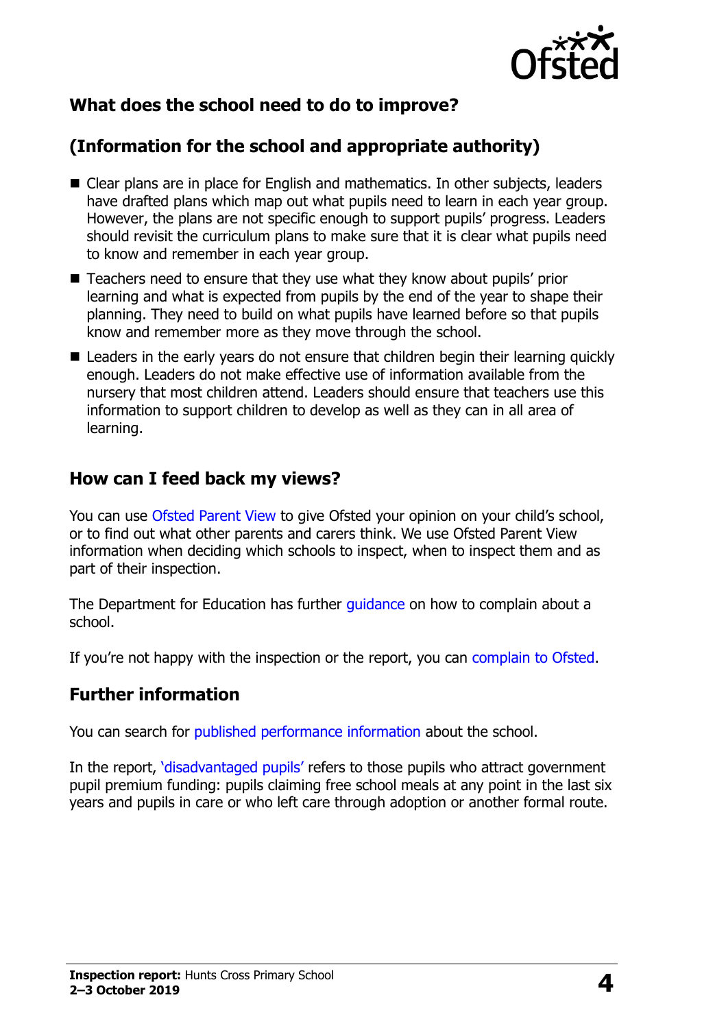## What does the school need to do to improve?

## (Information for the school and appropriate authority)

- Clear plans are in place for English and mathematics. In other subjects, leaders have drafted plans which map out what pupils need to learn in each year group. However, the plans are not specific enough to support pupils' progress. Leaders should revisit the curriculum plans to make sure that it is clear what pupils need to know and remember in each year group.
- Teachers need to ensure that they use what they know about pupils' prior learning and what is expected from pupils by the end of the year to shape their planning. They need to build on what pupils have learned before so that pupils know and remember more as they move through the school.
- Leaders in the early years do not ensure that children begin their learning quickly enough. Leaders do not make effective use of information available from the nursery that most children attend. Leaders should ensure that teachers use this information to support children to develop as well as they can in all area of learning.

## How can I feed back my views?

You can use Ofsted Parent View to give Ofsted your opinion on your child's school, or to find out what other parents and carers think. We use Ofsted Parent View information when deciding which schools to inspect, when to inspect them and as part of their inspection.

The Department for Education has further guidance on how to complain about a school.

If you're not happy with the inspection or the report, you can complain to Ofsted.

## Further information

You can search for published performance information about the school.

In the report, 'disadvantaged pupils' refers to those pupils who attract government pupil premium funding: pupils claiming free school meals at any point in the last six years and pupils in care or who left care through adoption or another formal route.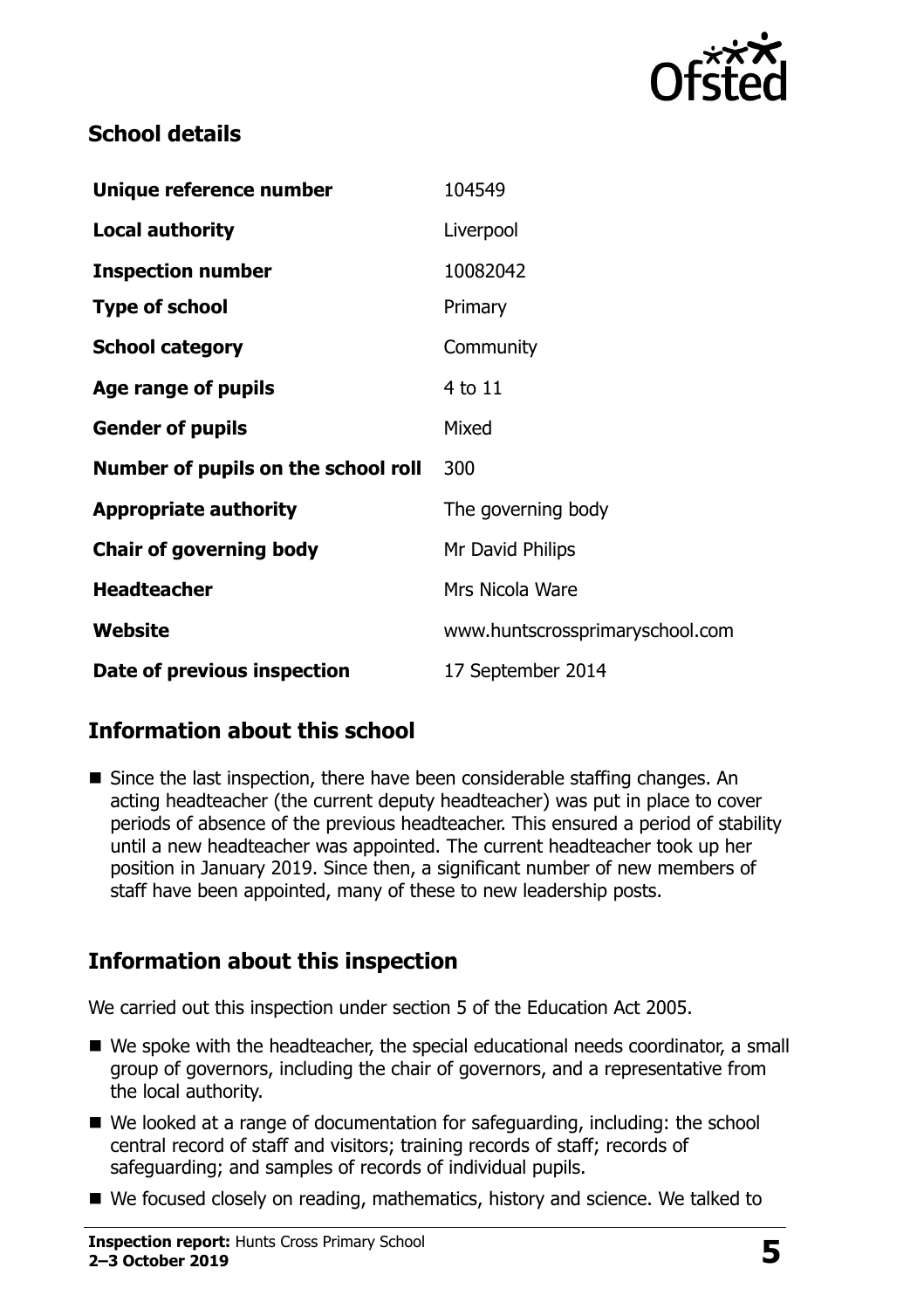## School details

| | |
|---|---|
| **Unique reference number** | 104549 |
| **Local authority** | Liverpool |
| **Inspection number** | 10082042 |
| **Type of school** | Primary |
| **School category** | Community |
| **Age range of pupils** | 4 to 11 |
| **Gender of pupils** | Mixed |
| **Number of pupils on the school roll** | 300 |
| **Appropriate authority** | The governing body |
| **Chair of governing body** | Mr David Philips |
| **Headteacher** | Mrs Nicola Ware |
| **Website** | www.huntscrossprimaryschool.com |
| **Date of previous inspection** | 17 September 2014 |

## Information about this school

- Since the last inspection, there have been considerable staffing changes. An acting headteacher (the current deputy headteacher) was put in place to cover periods of absence of the previous headteacher. This ensured a period of stability until a new headteacher was appointed. The current headteacher took up her position in January 2019. Since then, a significant number of new members of staff have been appointed, many of these to new leadership posts.

## Information about this inspection

We carried out this inspection under section 5 of the Education Act 2005.

- We spoke with the headteacher, the special educational needs coordinator, a small group of governors, including the chair of governors, and a representative from the local authority.
- We looked at a range of documentation for safeguarding, including: the school central record of staff and visitors; training records of staff; records of safeguarding; and samples of records of individual pupils.
- We focused closely on reading, mathematics, history and science. We talked to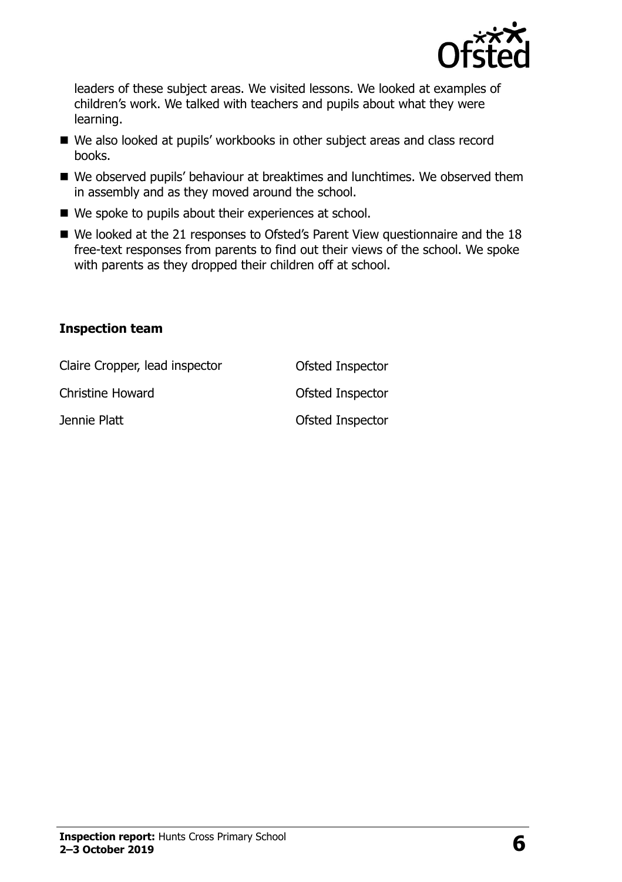leaders of these subject areas. We visited lessons. We looked at examples of children's work. We talked with teachers and pupils about what they were learning.

- We also looked at pupils' workbooks in other subject areas and class record books.
- We observed pupils' behaviour at breaktimes and lunchtimes. We observed them in assembly and as they moved around the school.
- We spoke to pupils about their experiences at school.
- We looked at the 21 responses to Ofsted's Parent View questionnaire and the 18 free-text responses from parents to find out their views of the school. We spoke with parents as they dropped their children off at school.

**Inspection team**

| | |
|---|---|
| Claire Cropper, lead inspector | Ofsted Inspector |
| Christine Howard | Ofsted Inspector |
| Jennie Platt | Ofsted Inspector |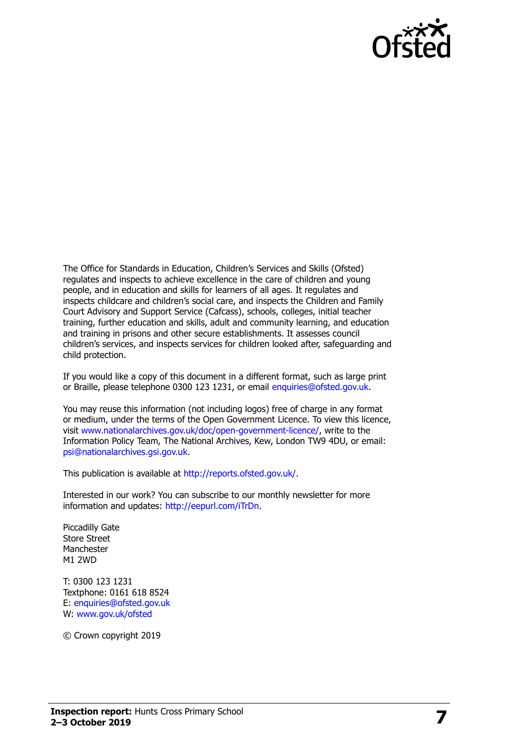The Office for Standards in Education, Children's Services and Skills (Ofsted) regulates and inspects to achieve excellence in the care of children and young people, and in education and skills for learners of all ages. It regulates and inspects childcare and children's social care, and inspects the Children and Family Court Advisory and Support Service (Cafcass), schools, colleges, initial teacher training, further education and skills, adult and community learning, and education and training in prisons and other secure establishments. It assesses council children's services, and inspects services for children looked after, safeguarding and child protection.

If you would like a copy of this document in a different format, such as large print or Braille, please telephone 0300 123 1231, or email enquiries@ofsted.gov.uk.

You may reuse this information (not including logos) free of charge in any format or medium, under the terms of the Open Government Licence. To view this licence, visit www.nationalarchives.gov.uk/doc/open-government-licence/, write to the Information Policy Team, The National Archives, Kew, London TW9 4DU, or email: psi@nationalarchives.gsi.gov.uk.

This publication is available at http://reports.ofsted.gov.uk/.

Interested in our work? You can subscribe to our monthly newsletter for more information and updates: http://eepurl.com/iTrDn.

Piccadilly Gate
Store Street
Manchester
M1 2WD

T: 0300 123 1231
Textphone: 0161 618 8524
E: enquiries@ofsted.gov.uk
W: www.gov.uk/ofsted

© Crown copyright 2019